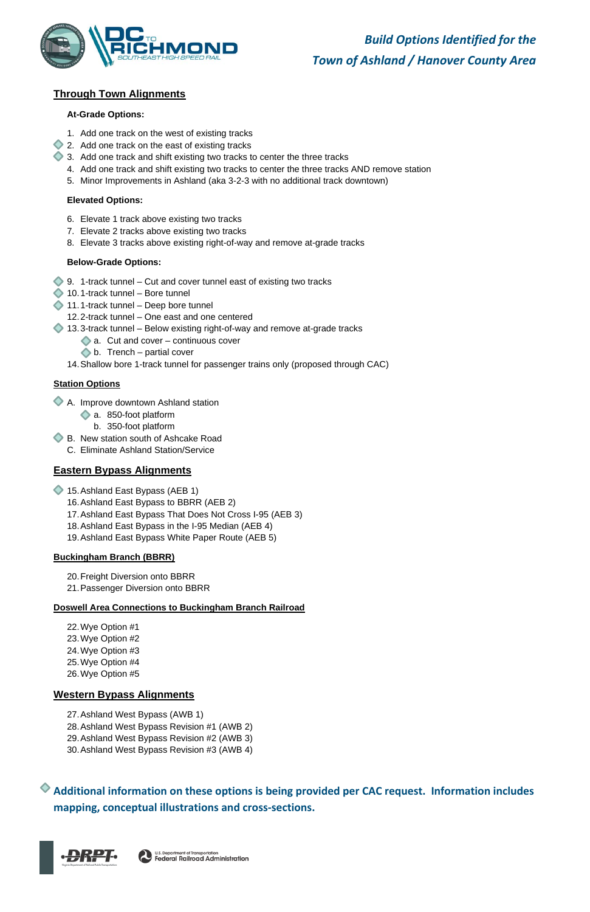DC TO RICHMOND SOUTHEAST HIGH SPEED RAIL

## *Build Options Identified for the Town of Ashland / Hanover County Area*

## Through Town Alignments

### At-Grade Options:

1. Add one track on the west of existing tracks
2. ◆ Add one track on the east of existing tracks
3. ◆ Add one track and shift existing two tracks to center the three tracks
4. Add one track and shift existing two tracks to center the three tracks AND remove station
5. Minor Improvements in Ashland (aka 3-2-3 with no additional track downtown)

### Elevated Options:

6. Elevate 1 track above existing two tracks
7. Elevate 2 tracks above existing two tracks
8. Elevate 3 tracks above existing right-of-way and remove at-grade tracks

### Below-Grade Options:

9. ◆ 1-track tunnel – Cut and cover tunnel east of existing two tracks
10. ◆ 1-track tunnel – Bore tunnel
11. ◆ 1-track tunnel – Deep bore tunnel
12. 2-track tunnel – One east and one centered
13. ◆ 3-track tunnel – Below existing right-of-way and remove at-grade tracks
    - a. ◆ Cut and cover – continuous cover
    - b. ◆ Trench – partial cover
14. Shallow bore 1-track tunnel for passenger trains only (proposed through CAC)

## Station Options

- A. ◆ Improve downtown Ashland station
  - a. ◆ 850-foot platform
  - b. 350-foot platform
- B. ◆ New station south of Ashcake Road
- C. Eliminate Ashland Station/Service

## Eastern Bypass Alignments

15. ◆ Ashland East Bypass (AEB 1)
16. Ashland East Bypass to BBRR (AEB 2)
17. Ashland East Bypass That Does Not Cross I-95 (AEB 3)
18. Ashland East Bypass in the I-95 Median (AEB 4)
19. Ashland East Bypass White Paper Route (AEB 5)

## Buckingham Branch (BBRR)

20. Freight Diversion onto BBRR
21. Passenger Diversion onto BBRR

## Doswell Area Connections to Buckingham Branch Railroad

22. Wye Option #1
23. Wye Option #2
24. Wye Option #3
25. Wye Option #4
26. Wye Option #5

## Western Bypass Alignments

27. Ashland West Bypass (AWB 1)
28. Ashland West Bypass Revision #1 (AWB 2)
29. Ashland West Bypass Revision #2 (AWB 3)
30. Ashland West Bypass Revision #3 (AWB 4)

◆ **Additional information on these options is being provided per CAC request. Information includes mapping, conceptual illustrations and cross-sections.**

DRPT — U.S. Department of Transportation Federal Railroad Administration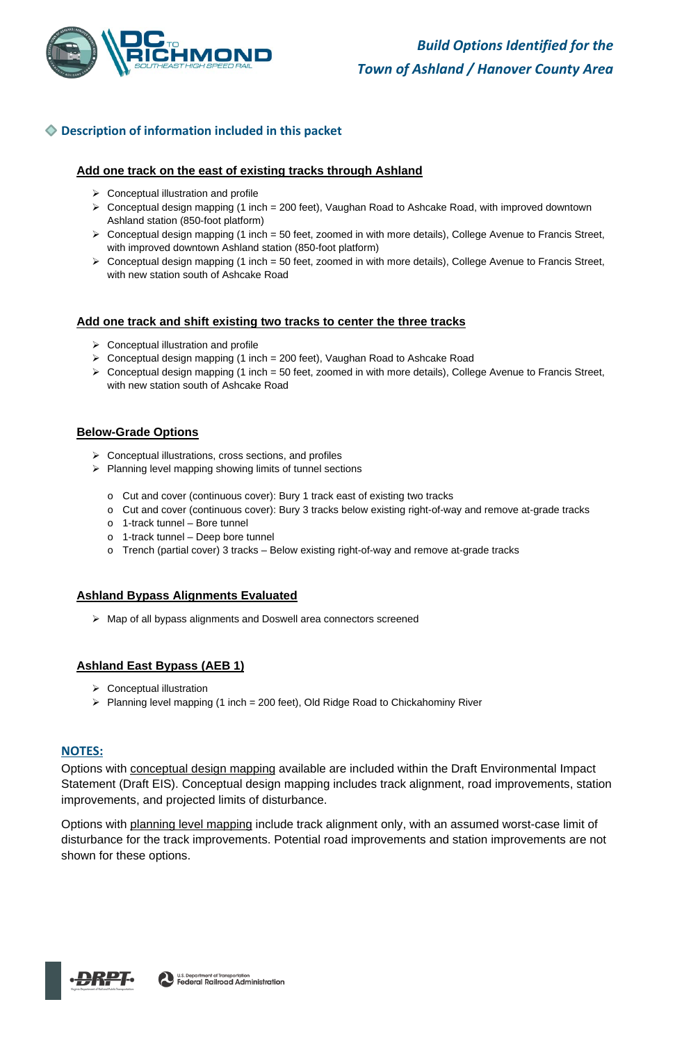# Build Options Identified for the Town of Ashland / Hanover County Area

## Description of information included in this packet

### Add one track on the east of existing tracks through Ashland

- Conceptual illustration and profile
- Conceptual design mapping (1 inch = 200 feet), Vaughan Road to Ashcake Road, with improved downtown Ashland station (850-foot platform)
- Conceptual design mapping (1 inch = 50 feet, zoomed in with more details), College Avenue to Francis Street, with improved downtown Ashland station (850-foot platform)
- Conceptual design mapping (1 inch = 50 feet, zoomed in with more details), College Avenue to Francis Street, with new station south of Ashcake Road

### Add one track and shift existing two tracks to center the three tracks

- Conceptual illustration and profile
- Conceptual design mapping (1 inch = 200 feet), Vaughan Road to Ashcake Road
- Conceptual design mapping (1 inch = 50 feet, zoomed in with more details), College Avenue to Francis Street, with new station south of Ashcake Road

### Below-Grade Options

- Conceptual illustrations, cross sections, and profiles
- Planning level mapping showing limits of tunnel sections
  - Cut and cover (continuous cover): Bury 1 track east of existing two tracks
  - Cut and cover (continuous cover): Bury 3 tracks below existing right-of-way and remove at-grade tracks
  - 1-track tunnel – Bore tunnel
  - 1-track tunnel – Deep bore tunnel
  - Trench (partial cover) 3 tracks – Below existing right-of-way and remove at-grade tracks

### Ashland Bypass Alignments Evaluated

- Map of all bypass alignments and Doswell area connectors screened

### Ashland East Bypass (AEB 1)

- Conceptual illustration
- Planning level mapping (1 inch = 200 feet), Old Ridge Road to Chickahominy River

**NOTES:**

Options with conceptual design mapping available are included within the Draft Environmental Impact Statement (Draft EIS). Conceptual design mapping includes track alignment, road improvements, station improvements, and projected limits of disturbance.

Options with planning level mapping include track alignment only, with an assumed worst-case limit of disturbance for the track improvements. Potential road improvements and station improvements are not shown for these options.